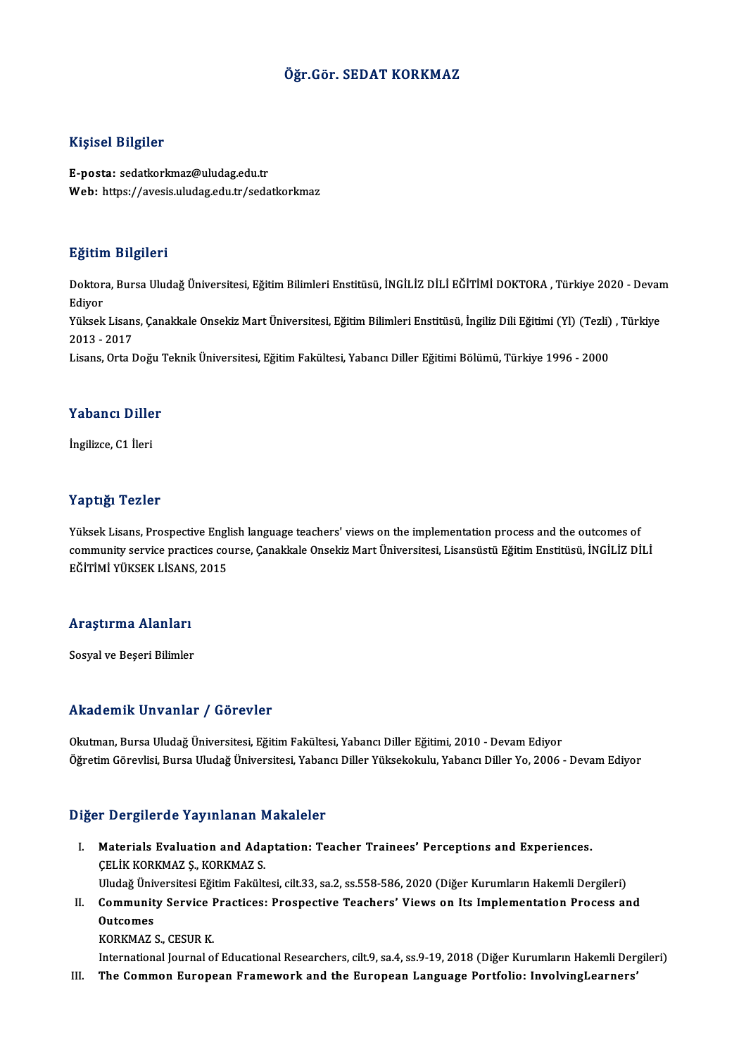# Öğr.Gör. SEDAT KORKMAZ

## Kişisel Bilgiler

**E-posta:** sedatkorkmaz@uludag.edu.tr
**Web:** https://avesis.uludag.edu.tr/sedatkorkmaz

## Eğitim Bilgileri

Doktora, Bursa Uludağ Üniversitesi, Eğitim Bilimleri Enstitüsü, İNGİLİZ DİLİ EĞİTİMİ DOKTORA , Türkiye 2020 - Devam Ediyor
Yüksek Lisans, Çanakkale Onsekiz Mart Üniversitesi, Eğitim Bilimleri Enstitüsü, İngiliz Dili Eğitimi (Yl) (Tezli) , Türkiye 2013 - 2017
Lisans, Orta Doğu Teknik Üniversitesi, Eğitim Fakültesi, Yabancı Diller Eğitimi Bölümü, Türkiye 1996 - 2000

## Yabancı Diller

İngilizce, C1 İleri

## Yaptığı Tezler

Yüksek Lisans, Prospective English language teachers' views on the implementation process and the outcomes of community service practices course, Çanakkale Onsekiz Mart Üniversitesi, Lisansüstü Eğitim Enstitüsü, İNGİLİZ DİLİ EĞİTİMİ YÜKSEK LİSANS, 2015

## Araştırma Alanları

Sosyal ve Beşeri Bilimler

## Akademik Unvanlar / Görevler

Okutman, Bursa Uludağ Üniversitesi, Eğitim Fakültesi, Yabancı Diller Eğitimi, 2010 - Devam Ediyor
Öğretim Görevlisi, Bursa Uludağ Üniversitesi, Yabancı Diller Yüksekokulu, Yabancı Diller Yo, 2006 - Devam Ediyor

## Diğer Dergilerde Yayınlanan Makaleler

I. **Materials Evaluation and Adaptation: Teacher Trainees' Perceptions and Experiences.**
   ÇELİK KORKMAZ Ş., KORKMAZ S.
   Uludağ Üniversitesi Eğitim Fakültesi, cilt.33, sa.2, ss.558-586, 2020 (Diğer Kurumların Hakemli Dergileri)
II. **Community Service Practices: Prospective Teachers' Views on Its Implementation Process and Outcomes**
   KORKMAZ S., CESUR K.
   International Journal of Educational Researchers, cilt.9, sa.4, ss.9-19, 2018 (Diğer Kurumların Hakemli Dergileri)
III. **The Common European Framework and the European Language Portfolio: InvolvingLearners'**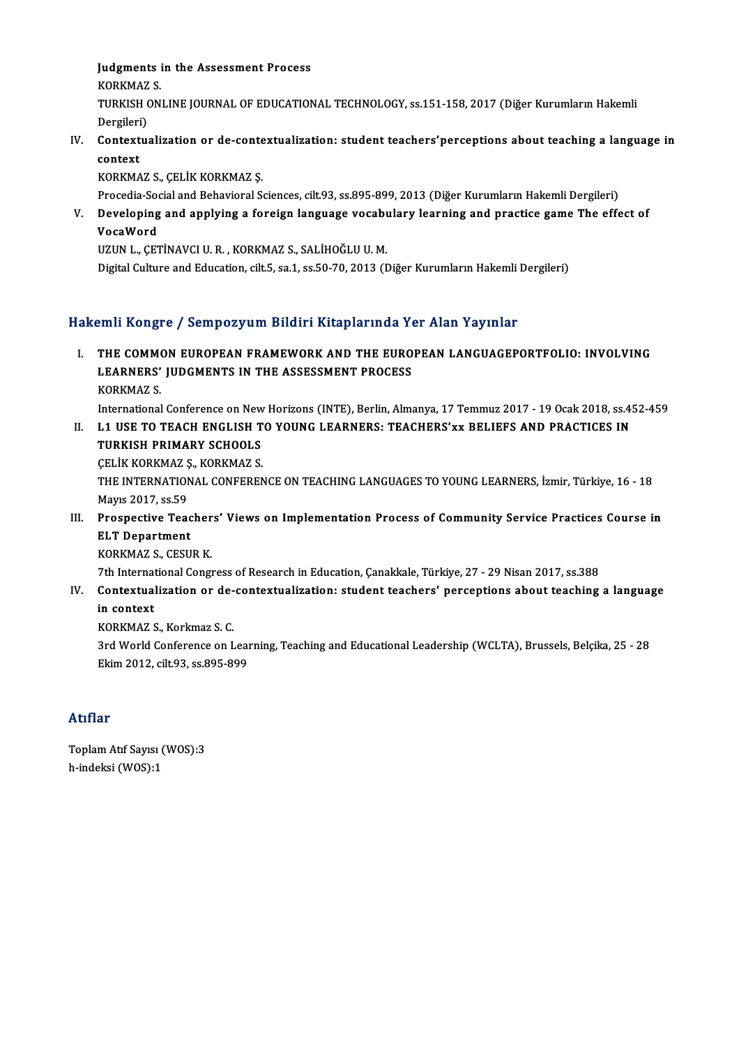**Judgments in the Assessment Process**
KORKMAZ S.
TURKISH ONLINE JOURNAL OF EDUCATIONAL TECHNOLOGY, ss.151-158, 2017 (Diğer Kurumların Hakemli Dergileri)

IV. **Contextualization or de-contextualization: student teachers'perceptions about teaching a language in context**
KORKMAZ S., ÇELİK KORKMAZ Ş.
Procedia-Social and Behavioral Sciences, cilt.93, ss.895-899, 2013 (Diğer Kurumların Hakemli Dergileri)

V. **Developing and applying a foreign language vocabulary learning and practice game The effect of VocaWord**
UZUN L., ÇETİNAVCI U. R. , KORKMAZ S., SALİHOĞLU U. M.
Digital Culture and Education, cilt.5, sa.1, ss.50-70, 2013 (Diğer Kurumların Hakemli Dergileri)

## Hakemli Kongre / Sempozyum Bildiri Kitaplarında Yer Alan Yayınlar

I. **THE COMMON EUROPEAN FRAMEWORK AND THE EUROPEAN LANGUAGEPORTFOLIO: INVOLVING LEARNERS' JUDGMENTS IN THE ASSESSMENT PROCESS**
KORKMAZ S.
International Conference on New Horizons (INTE), Berlin, Almanya, 17 Temmuz 2017 - 19 Ocak 2018, ss.452-459

II. **L1 USE TO TEACH ENGLISH TO YOUNG LEARNERS: TEACHERS'xx BELIEFS AND PRACTICES IN TURKISH PRIMARY SCHOOLS**
ÇELİK KORKMAZ Ş., KORKMAZ S.
THE INTERNATIONAL CONFERENCE ON TEACHING LANGUAGES TO YOUNG LEARNERS, İzmir, Türkiye, 16 - 18 Mayıs 2017, ss.59

III. **Prospective Teachers' Views on Implementation Process of Community Service Practices Course in ELT Department**
KORKMAZ S., CESUR K.
7th International Congress of Research in Education, Çanakkale, Türkiye, 27 - 29 Nisan 2017, ss.388

IV. **Contextualization or de-contextualization: student teachers' perceptions about teaching a language in context**
KORKMAZ S., Korkmaz S. C.
3rd World Conference on Learning, Teaching and Educational Leadership (WCLTA), Brussels, Belçika, 25 - 28 Ekim 2012, cilt.93, ss.895-899

## Atıflar

Toplam Atıf Sayısı (WOS):3
h-indeksi (WOS):1